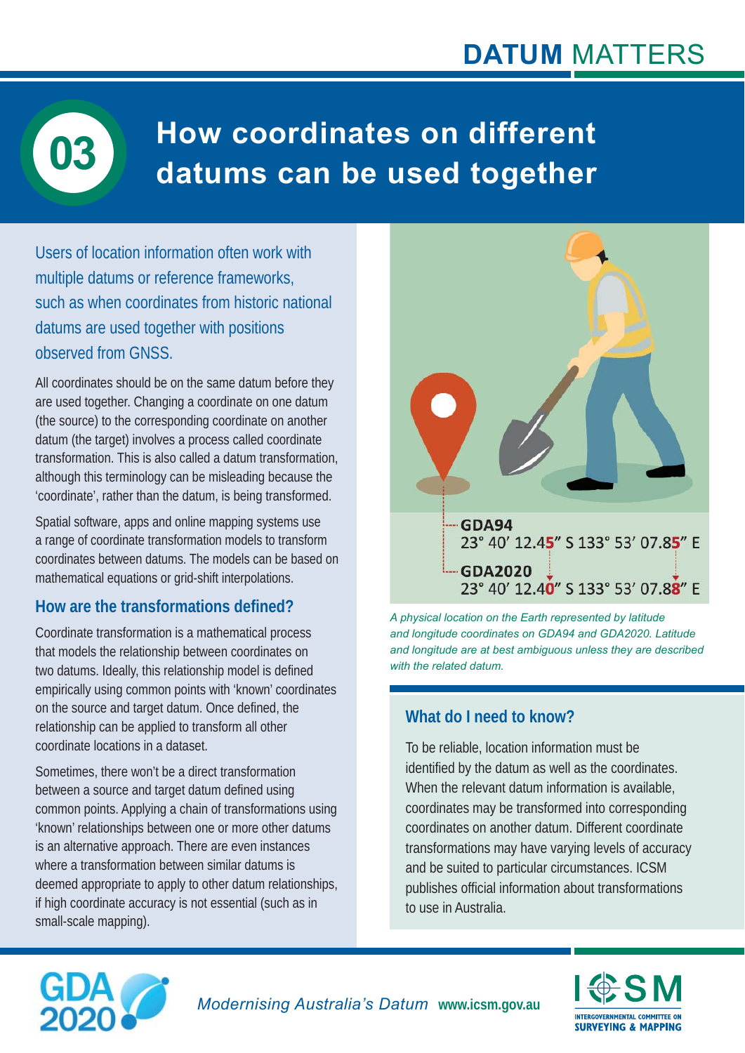# DATUM MATTERS

## 03 How coordinates on different datums can be used together

Users of location information often work with multiple datums or reference frameworks, such as when coordinates from historic national datums are used together with positions observed from GNSS.

All coordinates should be on the same datum before they are used together. Changing a coordinate on one datum (the source) to the corresponding coordinate on another datum (the target) involves a process called coordinate transformation. This is also called a datum transformation, although this terminology can be misleading because the 'coordinate', rather than the datum, is being transformed.

Spatial software, apps and online mapping systems use a range of coordinate transformation models to transform coordinates between datums. The models can be based on mathematical equations or grid-shift interpolations.

### How are the transformations defined?

Coordinate transformation is a mathematical process that models the relationship between coordinates on two datums. Ideally, this relationship model is defined empirically using common points with 'known' coordinates on the source and target datum. Once defined, the relationship can be applied to transform all other coordinate locations in a dataset.

Sometimes, there won't be a direct transformation between a source and target datum defined using common points. Applying a chain of transformations using 'known' relationships between one or more other datums is an alternative approach. There are even instances where a transformation between similar datums is deemed appropriate to apply to other datum relationships, if high coordinate accuracy is not essential (such as in small-scale mapping).

**GDA94**
23° 40′ 12.4**5**″ S 133° 53′ 07.8**5**″ E

**GDA2020**
23° 40′ 12.4**0**″ S 133° 53′ 07.8**8**″ E

*A physical location on the Earth represented by latitude and longitude coordinates on GDA94 and GDA2020. Latitude and longitude are at best ambiguous unless they are described with the related datum.*

### What do I need to know?

To be reliable, location information must be identified by the datum as well as the coordinates. When the relevant datum information is available, coordinates may be transformed into corresponding coordinates on another datum. Different coordinate transformations may have varying levels of accuracy and be suited to particular circumstances. ICSM publishes official information about transformations to use in Australia.

GDA2020 — *Modernising Australia's Datum* www.icsm.gov.au — ICSM Intergovernmental Committee on Surveying & Mapping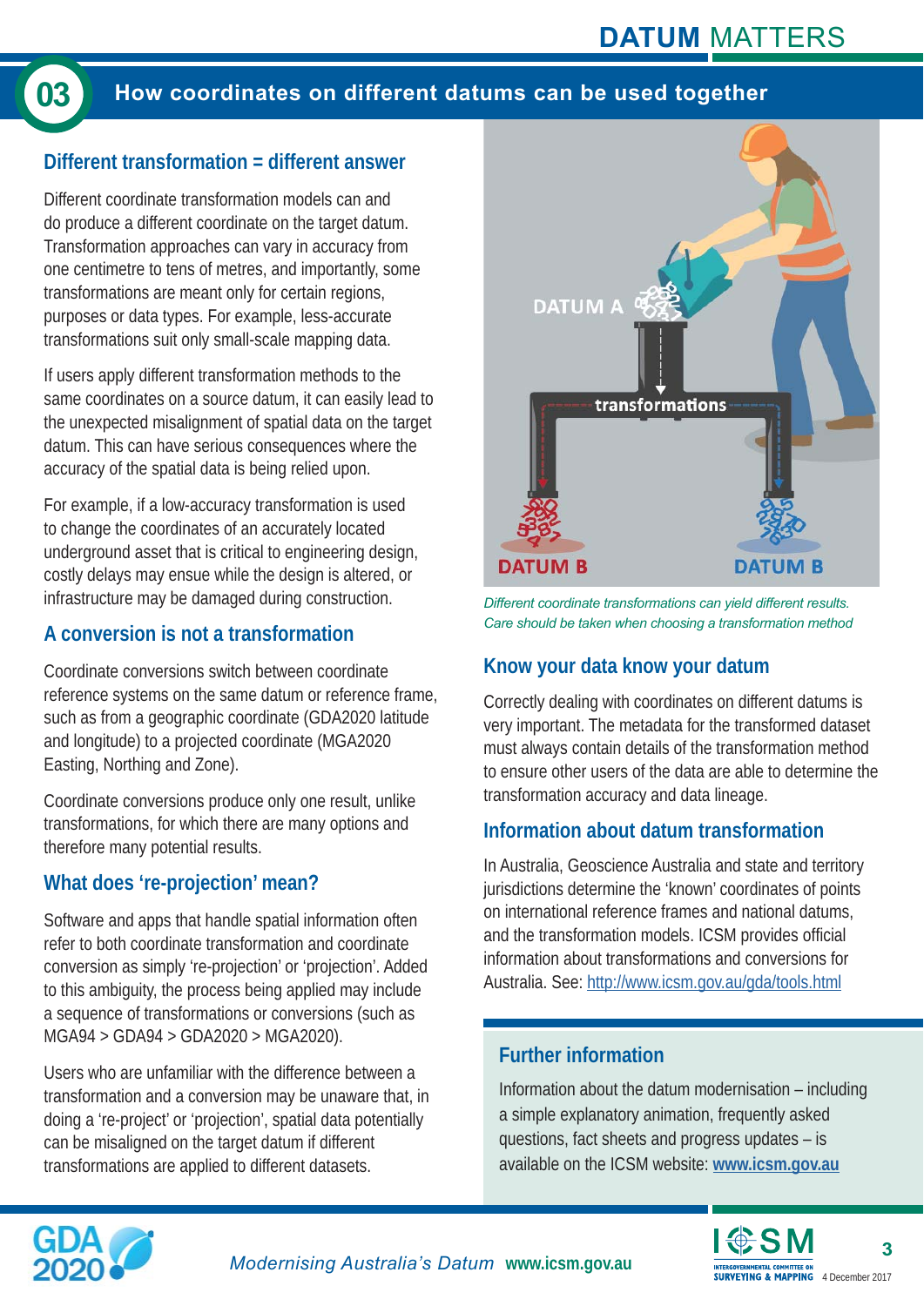## 03 How coordinates on different datums can be used together

### Different transformation = different answer

Different coordinate transformation models can and do produce a different coordinate on the target datum. Transformation approaches can vary in accuracy from one centimetre to tens of metres, and importantly, some transformations are meant only for certain regions, purposes or data types. For example, less-accurate transformations suit only small-scale mapping data.

If users apply different transformation methods to the same coordinates on a source datum, it can easily lead to the unexpected misalignment of spatial data on the target datum. This can have serious consequences where the accuracy of the spatial data is being relied upon.

For example, if a low-accuracy transformation is used to change the coordinates of an accurately located underground asset that is critical to engineering design, costly delays may ensue while the design is altered, or infrastructure may be damaged during construction.

### A conversion is not a transformation

Coordinate conversions switch between coordinate reference systems on the same datum or reference frame, such as from a geographic coordinate (GDA2020 latitude and longitude) to a projected coordinate (MGA2020 Easting, Northing and Zone).

Coordinate conversions produce only one result, unlike transformations, for which there are many options and therefore many potential results.

### What does 're-projection' mean?

Software and apps that handle spatial information often refer to both coordinate transformation and coordinate conversion as simply 're-projection' or 'projection'. Added to this ambiguity, the process being applied may include a sequence of transformations or conversions (such as MGA94 > GDA94 > GDA2020 > MGA2020).

Users who are unfamiliar with the difference between a transformation and a conversion may be unaware that, in doing a 're-project' or 'projection', spatial data potentially can be misaligned on the target datum if different transformations are applied to different datasets.

DATUM A

transformations

DATUM B

DATUM B

*Different coordinate transformations can yield different results. Care should be taken when choosing a transformation method*

### Know your data know your datum

Correctly dealing with coordinates on different datums is very important. The metadata for the transformed dataset must always contain details of the transformation method to ensure other users of the data are able to determine the transformation accuracy and data lineage.

### Information about datum transformation

In Australia, Geoscience Australia and state and territory jurisdictions determine the 'known' coordinates of points on international reference frames and national datums, and the transformation models. ICSM provides official information about transformations and conversions for Australia. See: http://www.icsm.gov.au/gda/tools.html

### Further information

Information about the datum modernisation – including a simple explanatory animation, frequently asked questions, fact sheets and progress updates – is available on the ICSM website: **www.icsm.gov.au**